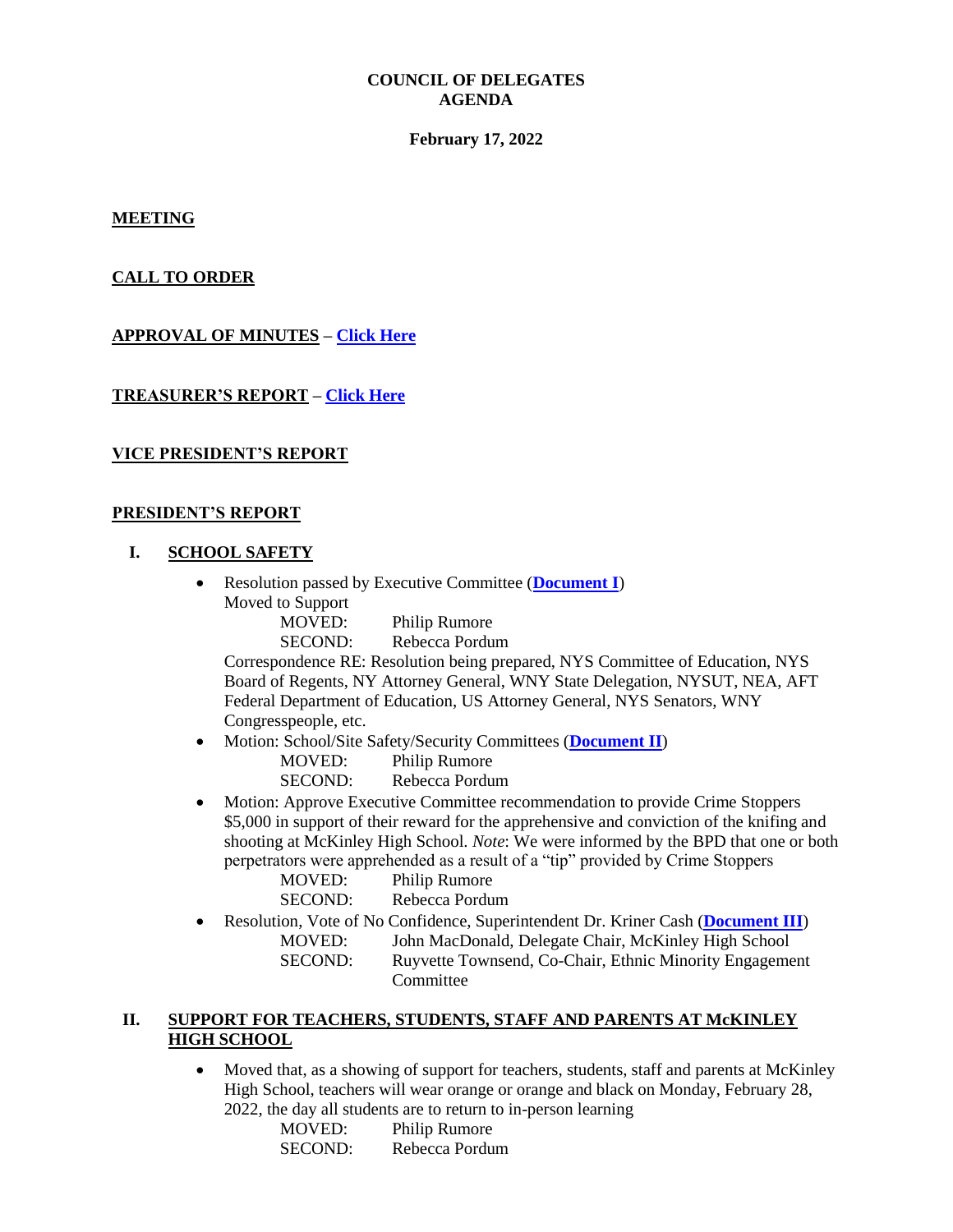**COUNCIL OF DELEGATES**
**AGENDA**

**February 17, 2022**

**MEETING**

**CALL TO ORDER**

**APPROVAL OF MINUTES – Click Here**

**TREASURER'S REPORT – Click Here**

**VICE PRESIDENT'S REPORT**

**PRESIDENT'S REPORT**

## I. SCHOOL SAFETY

- Resolution passed by Executive Committee (**Document I**)
  Moved to Support
  MOVED: Philip Rumore
  SECOND: Rebecca Pordum
  Correspondence RE: Resolution being prepared, NYS Committee of Education, NYS Board of Regents, NY Attorney General, WNY State Delegation, NYSUT, NEA, AFT Federal Department of Education, US Attorney General, NYS Senators, WNY Congresspeople, etc.
- Motion: School/Site Safety/Security Committees (**Document II**)
  MOVED: Philip Rumore
  SECOND: Rebecca Pordum
- Motion: Approve Executive Committee recommendation to provide Crime Stoppers $5,000 in support of their reward for the apprehensive and conviction of the knifing and shooting at McKinley High School. *Note*: We were informed by the BPD that one or both perpetrators were apprehended as a result of a "tip" provided by Crime Stoppers
  MOVED: Philip Rumore
  SECOND: Rebecca Pordum
- Resolution, Vote of No Confidence, Superintendent Dr. Kriner Cash (**Document III**)
  MOVED: John MacDonald, Delegate Chair, McKinley High School
  SECOND: Ruyvette Townsend, Co-Chair, Ethnic Minority Engagement Committee

## II. SUPPORT FOR TEACHERS, STUDENTS, STAFF AND PARENTS AT McKINLEY HIGH SCHOOL

- Moved that, as a showing of support for teachers, students, staff and parents at McKinley High School, teachers will wear orange or orange and black on Monday, February 28, 2022, the day all students are to return to in-person learning
  MOVED: Philip Rumore
  SECOND: Rebecca Pordum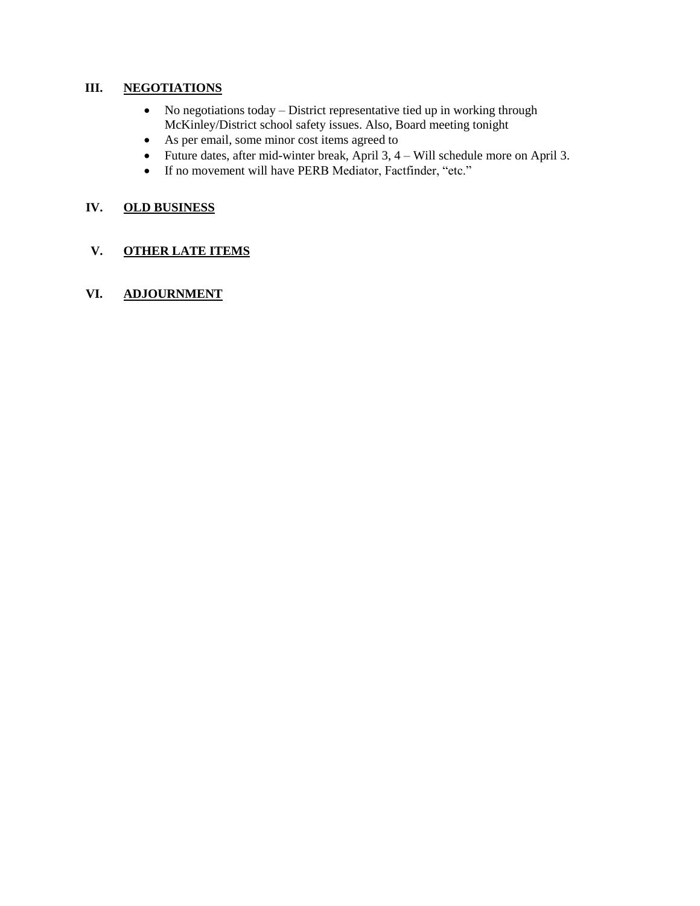## III. NEGOTIATIONS

- No negotiations today – District representative tied up in working through McKinley/District school safety issues. Also, Board meeting tonight
- As per email, some minor cost items agreed to
- Future dates, after mid-winter break, April 3, 4 – Will schedule more on April 3.
- If no movement will have PERB Mediator, Factfinder, "etc."

## IV. OLD BUSINESS

## V. OTHER LATE ITEMS

## VI. ADJOURNMENT